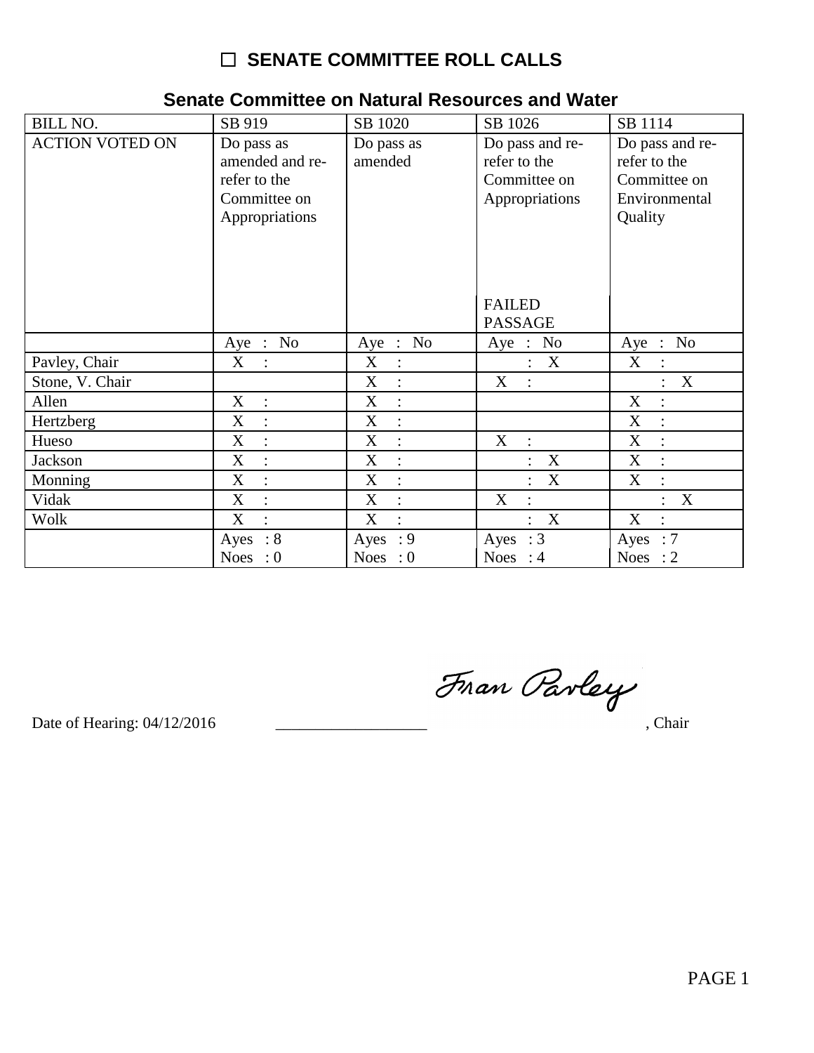# ☐ SENATE COMMITTEE ROLL CALLS

## Senate Committee on Natural Resources and Water

| BILL NO. | SB 919 | SB 1020 | SB 1026 | SB 1114 |
|---|---|---|---|---|
| ACTION VOTED ON | Do pass as amended and re-refer to the Committee on Appropriations | Do pass as amended | Do pass and re-refer to the Committee on Appropriations<br><br>FAILED PASSAGE | Do pass and re-refer to the Committee on Environmental Quality |
| | Aye : No | Aye : No | Aye : No | Aye : No |
| Pavley, Chair | X : | X : | : X | X : |
| Stone, V. Chair | | X : | X : | : X |
| Allen | X : | X : | | X : |
| Hertzberg | X : | X : | | X : |
| Hueso | X : | X : | X : | X : |
| Jackson | X : | X : | : X | X : |
| Monning | X : | X : | : X | X : |
| Vidak | X : | X : | X : | : X |
| Wolk | X : | X : | : X | X : |
| | Ayes : 8<br>Noes : 0 | Ayes : 9<br>Noes : 0 | Ayes : 3<br>Noes : 4 | Ayes : 7<br>Noes : 2 |

Date of Hearing: 04/12/2016 __________________ Fran Pavley, Chair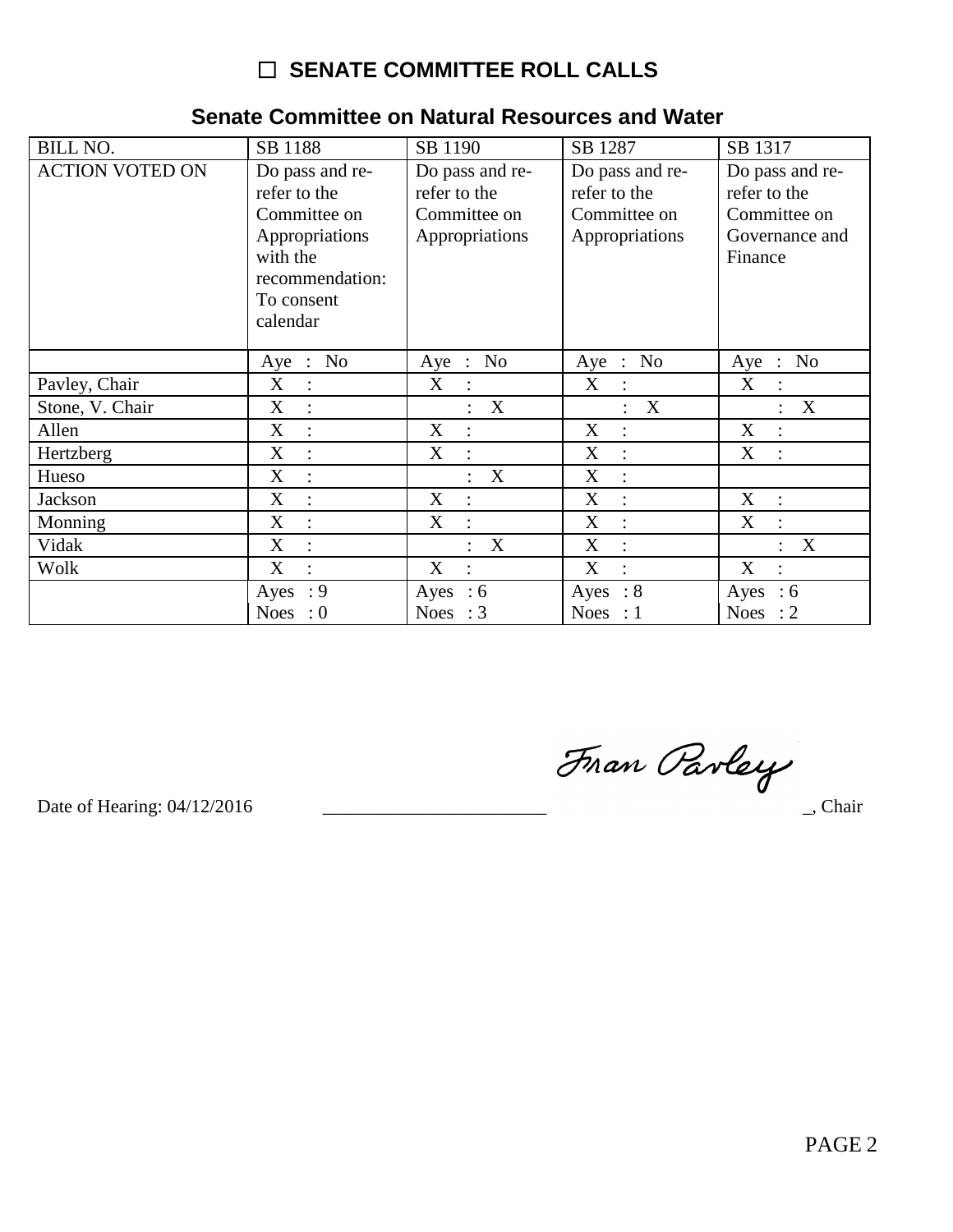## ☐ SENATE COMMITTEE ROLL CALLS

### Senate Committee on Natural Resources and Water

| BILL NO. | SB 1188 | SB 1190 | SB 1287 | SB 1317 |
|---|---|---|---|---|
| ACTION VOTED ON | Do pass and re-refer to the Committee on Appropriations with the recommendation: To consent calendar | Do pass and re-refer to the Committee on Appropriations | Do pass and re-refer to the Committee on Appropriations | Do pass and re-refer to the Committee on Governance and Finance |
| | Aye : No | Aye : No | Aye : No | Aye : No |
| Pavley, Chair | X : | X : | X : | X : |
| Stone, V. Chair | X : | : X | : X | : X |
| Allen | X : | X : | X : | X : |
| Hertzberg | X : | X : | X : | X : |
| Hueso | X : | : X | X : | |
| Jackson | X : | X : | X : | X : |
| Monning | X : | X : | X : | X : |
| Vidak | X : | : X | X : | : X |
| Wolk | X : | X : | X : | X : |
| | Ayes : 9<br>Noes : 0 | Ayes : 6<br>Noes : 3 | Ayes : 8<br>Noes : 1 | Ayes : 6<br>Noes : 2 |

Date of Hearing: 04/12/2016 ________________________ Fran Pavley, Chair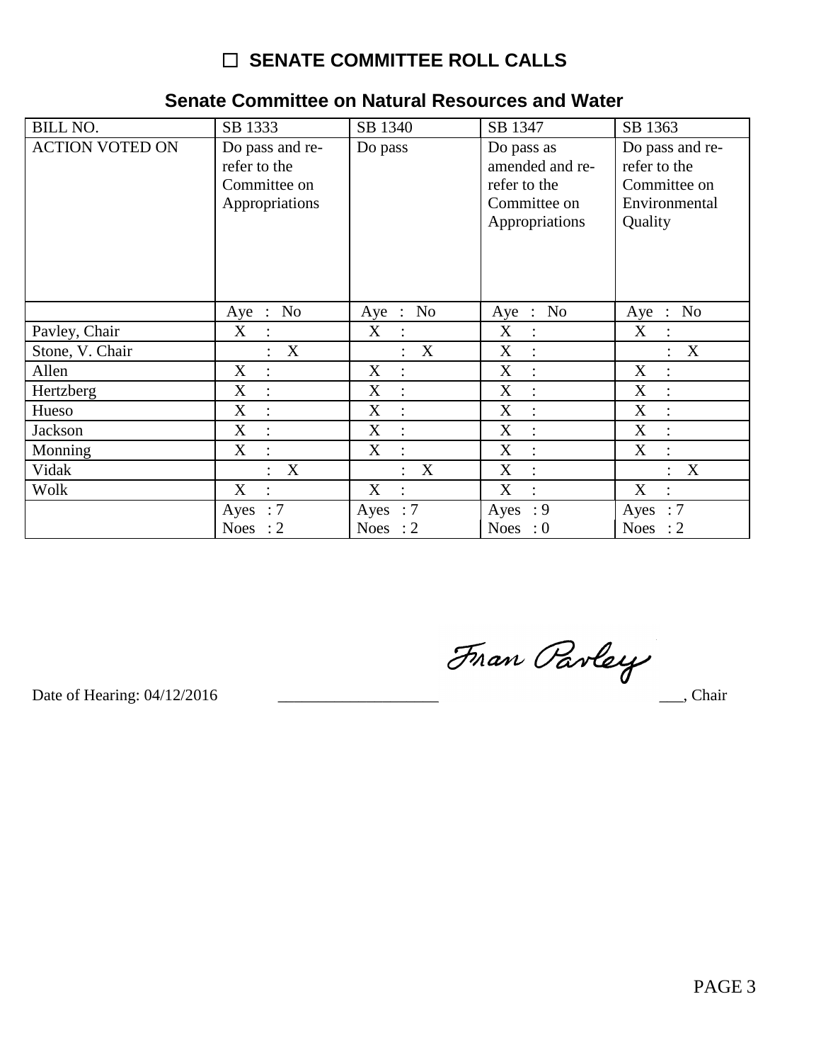## ☐ SENATE COMMITTEE ROLL CALLS

### Senate Committee on Natural Resources and Water

| BILL NO. | SB 1333 | SB 1340 | SB 1347 | SB 1363 |
|---|---|---|---|---|
| ACTION VOTED ON | Do pass and re-refer to the Committee on Appropriations | Do pass | Do pass as amended and re-refer to the Committee on Appropriations | Do pass and re-refer to the Committee on Environmental Quality |
| | Aye : No | Aye : No | Aye : No | Aye : No |
| Pavley, Chair | X : | X : | X : | X : |
| Stone, V. Chair | : X | : X | X : | : X |
| Allen | X : | X : | X : | X : |
| Hertzberg | X : | X : | X : | X : |
| Hueso | X : | X : | X : | X : |
| Jackson | X : | X : | X : | X : |
| Monning | X : | X : | X : | X : |
| Vidak | : X | : X | X : | : X |
| Wolk | X : | X : | X : | X : |
| | Ayes : 7<br>Noes : 2 | Ayes : 7<br>Noes : 2 | Ayes : 9<br>Noes : 0 | Ayes : 7<br>Noes : 2 |

Date of Hearing: 04/12/2016 ____________________ Fran Pavley ___, Chair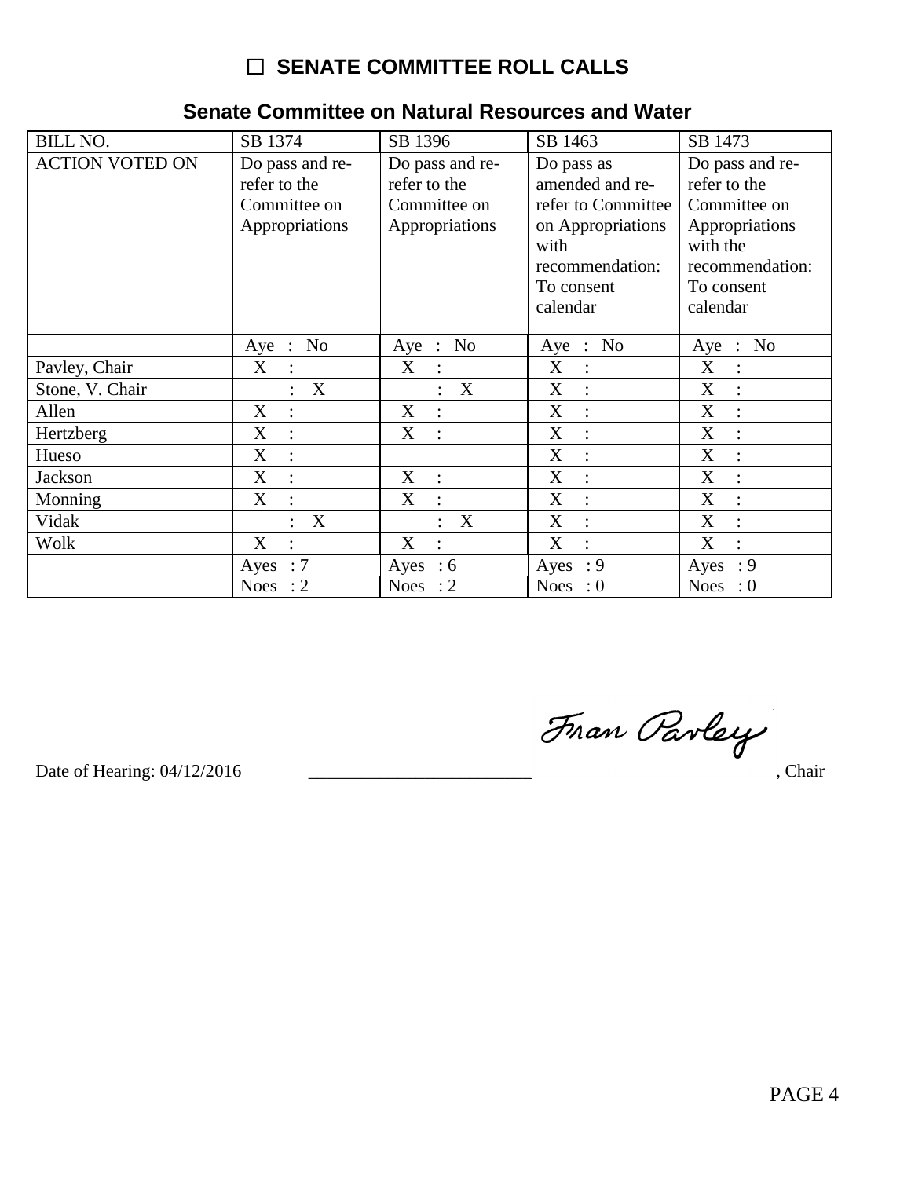# ☐ SENATE COMMITTEE ROLL CALLS

## Senate Committee on Natural Resources and Water

| BILL NO. | SB 1374 | SB 1396 | SB 1463 | SB 1473 |
|---|---|---|---|---|
| ACTION VOTED ON | Do pass and re-refer to the Committee on Appropriations | Do pass and re-refer to the Committee on Appropriations | Do pass as amended and re-refer to Committee on Appropriations with recommendation: To consent calendar | Do pass and re-refer to the Committee on Appropriations with the recommendation: To consent calendar |
| | Aye : No | Aye : No | Aye : No | Aye : No |
| Pavley, Chair | X : | X : | X : | X : |
| Stone, V. Chair | : X | : X | X : | X : |
| Allen | X : | X : | X : | X : |
| Hertzberg | X : | X : | X : | X : |
| Hueso | X : | | X : | X : |
| Jackson | X : | X : | X : | X : |
| Monning | X : | X : | X : | X : |
| Vidak | : X | : X | X : | X : |
| Wolk | X : | X : | X : | X : |
| | Ayes : 7<br>Noes : 2 | Ayes : 6<br>Noes : 2 | Ayes : 9<br>Noes : 0 | Ayes : 9<br>Noes : 0 |

Date of Hearing: 04/12/2016 \_\_\_\_\_\_\_\_\_\_\_\_\_\_\_\_\_\_\_\_\_\_\_\_ Fran Pavley, Chair